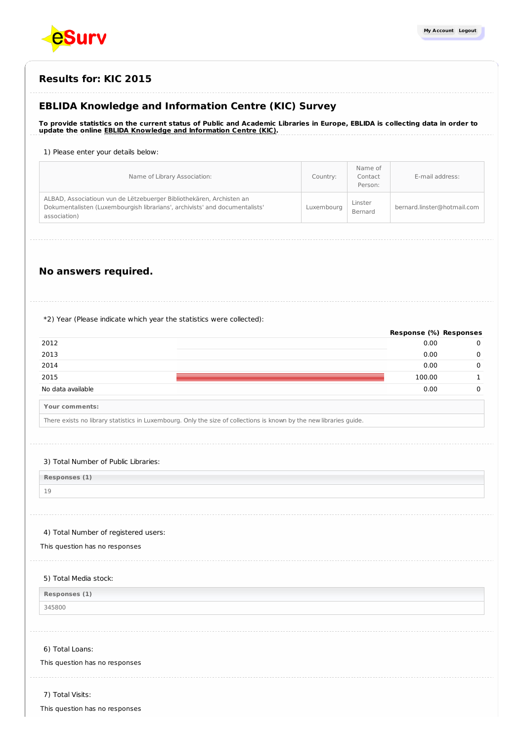# Results for: KIC 2015

## EBLIDA Knowledge and Information Centre (KIC) Survey

**To provide statistics on the current status of Public and Academic Libraries in Europe, EBLIDA is collecting data in order to update the online EBLIDA Knowledge and Information Centre (KIC).**

1) Please enter your details below:

| Name of Library Association: | Country: | Name of Contact Person: | E-mail address: |
|---|---|---|---|
| ALBAD, Associatioun vun de Lëtzebuerger Bibliothekären, Archisten an Dokumentalisten (Luxembourgish librarians', archivists' and documentalists' association) | Luxembourg | Linster Bernard | bernard.linster@hotmail.com |

## No answers required.

*2) Year (Please indicate which year the statistics were collected):

| | Response (%) | Responses |
|---|---|---|
| 2012 | 0.00 | 0 |
| 2013 | 0.00 | 0 |
| 2014 | 0.00 | 0 |
| 2015 | 100.00 | 1 |
| No data available | 0.00 | 0 |

**Your comments:**

There exists no library statistics in Luxembourg. Only the size of collections is known by the new libraries guide.

3) Total Number of Public Libraries:

| Responses (1) |
|---|
| 19 |

4) Total Number of registered users:

This question has no responses

5) Total Media stock:

| Responses (1) |
|---|
| 345800 |

6) Total Loans:

This question has no responses

7) Total Visits:

This question has no responses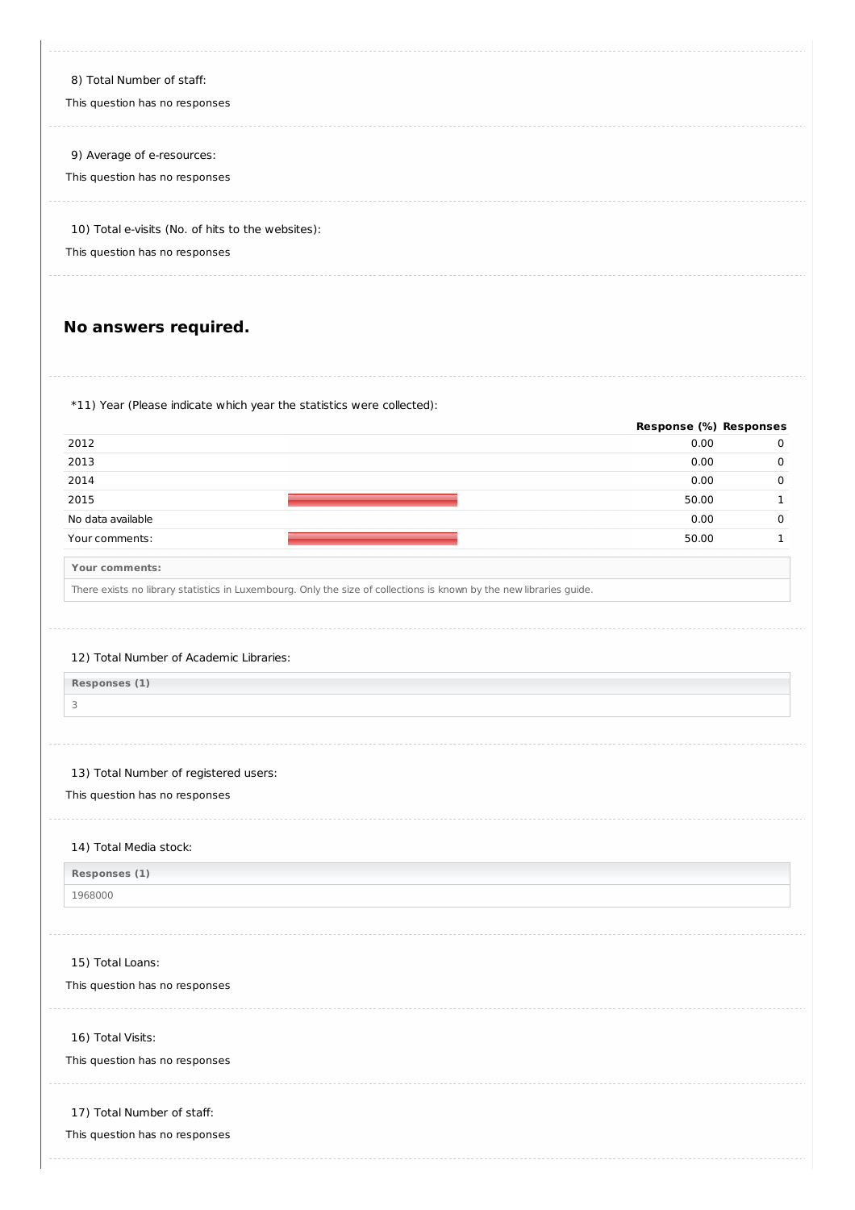8) Total Number of staff:

This question has no responses

9) Average of e-resources:

This question has no responses

10) Total e-visits (No. of hits to the websites):

This question has no responses

## No answers required.

*11) Year (Please indicate which year the statistics were collected):

| | | Response (%) | Responses |
|---|---|---|---|
| 2012 | | 0.00 | 0 |
| 2013 | | 0.00 | 0 |
| 2014 | | 0.00 | 0 |
| 2015 | | 50.00 | 1 |
| No data available | | 0.00 | 0 |
| Your comments: | | 50.00 | 1 |

| Your comments: |
|---|
| There exists no library statistics in Luxembourg. Only the size of collections is known by the new libraries guide. |

12) Total Number of Academic Libraries:

| Responses (1) |
|---|
| 3 |

13) Total Number of registered users:

This question has no responses

14) Total Media stock:

| Responses (1) |
|---|
| 1968000 |

15) Total Loans:

This question has no responses

16) Total Visits:

This question has no responses

17) Total Number of staff:

This question has no responses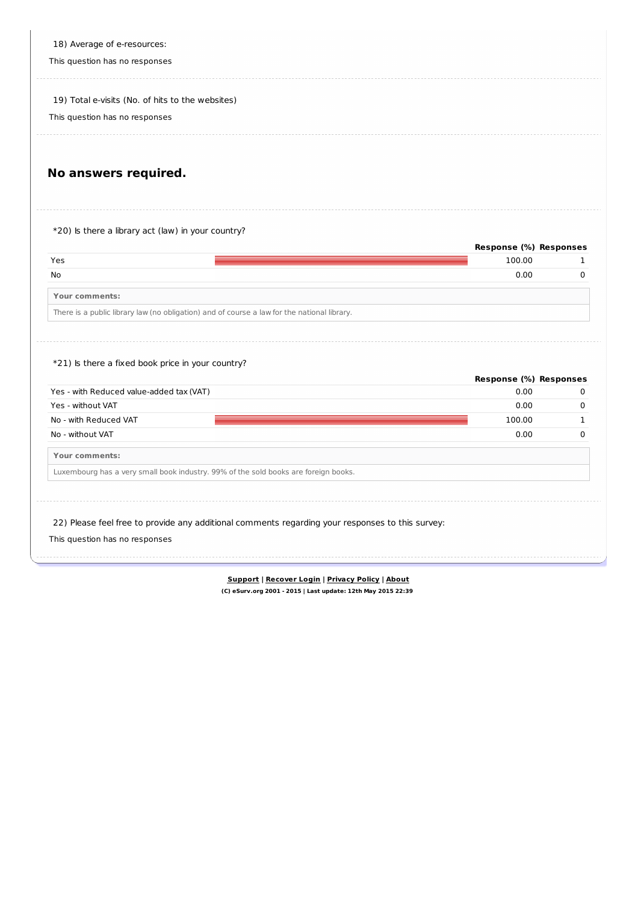18) Average of e-resources:

This question has no responses

19) Total e-visits (No. of hits to the websites)

This question has no responses

## No answers required.

*20) Is there a library act (law) in your country?

| | Response (%) | Responses |
|---|---|---|
| Yes | 100.00 | 1 |
| No | 0.00 | 0 |

**Your comments:**

There is a public library law (no obligation) and of course a law for the national library.

*21) Is there a fixed book price in your country?

| | Response (%) | Responses |
|---|---|---|
| Yes - with Reduced value-added tax (VAT) | 0.00 | 0 |
| Yes - without VAT | 0.00 | 0 |
| No - with Reduced VAT | 100.00 | 1 |
| No - without VAT | 0.00 | 0 |

**Your comments:**

Luxembourg has a very small book industry. 99% of the sold books are foreign books.

22) Please feel free to provide any additional comments regarding your responses to this survey:

This question has no responses

**Support** | **Recover Login** | **Privacy Policy** | **About**

**(C) eSurv.org 2001 - 2015 | Last update: 12th May 2015 22:39**